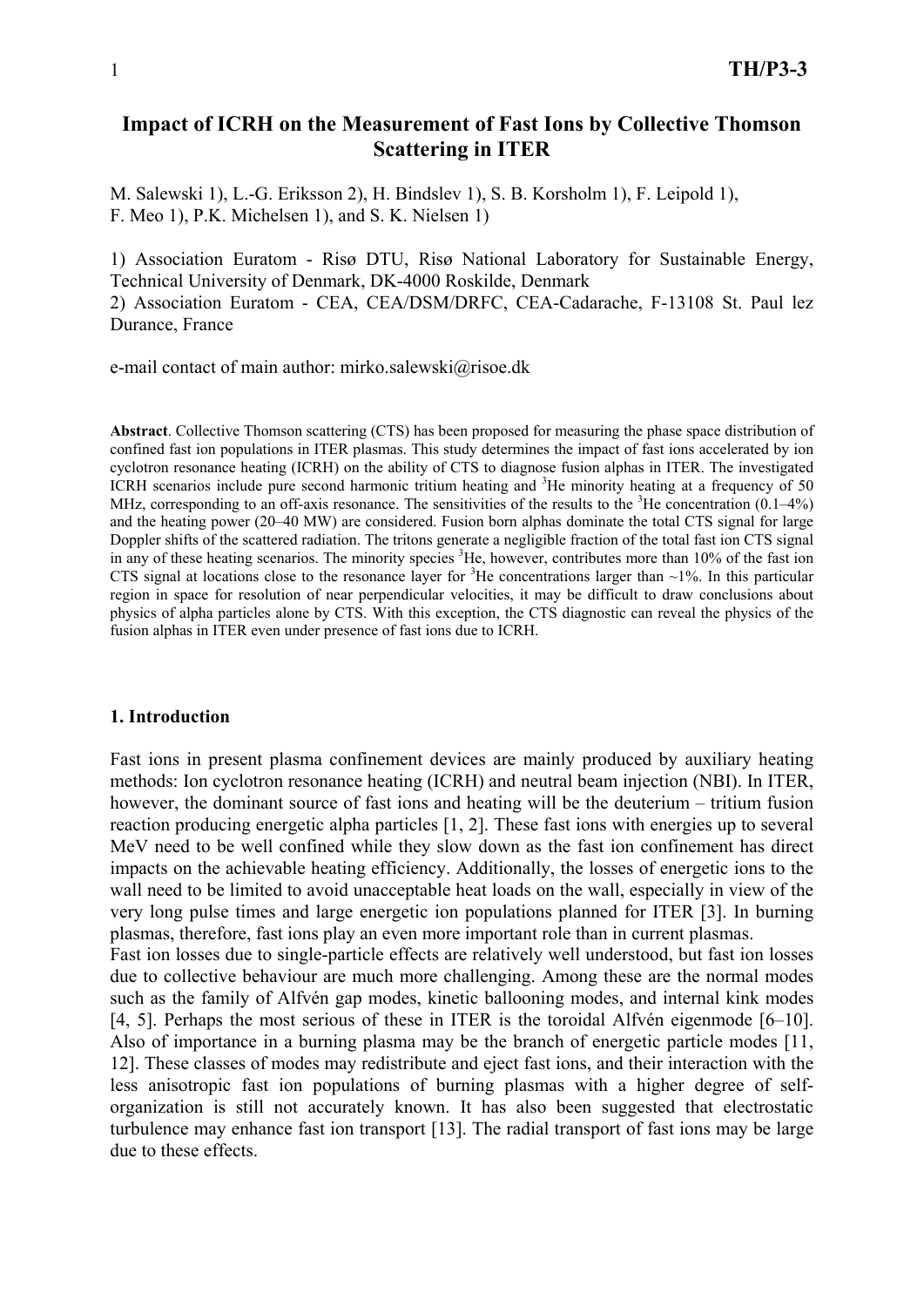# Impact of ICRH on the Measurement of Fast Ions by Collective Thomson Scattering in ITER

M. Salewski 1), L.-G. Eriksson 2), H. Bindslev 1), S. B. Korsholm 1), F. Leipold 1), F. Meo 1), P.K. Michelsen 1), and S. K. Nielsen 1)

1) Association Euratom - Risø DTU, Risø National Laboratory for Sustainable Energy, Technical University of Denmark, DK-4000 Roskilde, Denmark

2) Association Euratom - CEA, CEA/DSM/DRFC, CEA-Cadarache, F-13108 St. Paul lez Durance, France

e-mail contact of main author: mirko.salewski@risoe.dk

**Abstract**. Collective Thomson scattering (CTS) has been proposed for measuring the phase space distribution of confined fast ion populations in ITER plasmas. This study determines the impact of fast ions accelerated by ion cyclotron resonance heating (ICRH) on the ability of CTS to diagnose fusion alphas in ITER. The investigated ICRH scenarios include pure second harmonic tritium heating and $^3$He minority heating at a frequency of 50 MHz, corresponding to an off-axis resonance. The sensitivities of the results to the $^3$He concentration (0.1–4%) and the heating power (20–40 MW) are considered. Fusion born alphas dominate the total CTS signal for large Doppler shifts of the scattered radiation. The tritons generate a negligible fraction of the total fast ion CTS signal in any of these heating scenarios. The minority species $^3$He, however, contributes more than 10% of the fast ion CTS signal at locations close to the resonance layer for $^3$He concentrations larger than ~1%. In this particular region in space for resolution of near perpendicular velocities, it may be difficult to draw conclusions about physics of alpha particles alone by CTS. With this exception, the CTS diagnostic can reveal the physics of the fusion alphas in ITER even under presence of fast ions due to ICRH.

## 1. Introduction

Fast ions in present plasma confinement devices are mainly produced by auxiliary heating methods: Ion cyclotron resonance heating (ICRH) and neutral beam injection (NBI). In ITER, however, the dominant source of fast ions and heating will be the deuterium – tritium fusion reaction producing energetic alpha particles [1, 2]. These fast ions with energies up to several MeV need to be well confined while they slow down as the fast ion confinement has direct impacts on the achievable heating efficiency. Additionally, the losses of energetic ions to the wall need to be limited to avoid unacceptable heat loads on the wall, especially in view of the very long pulse times and large energetic ion populations planned for ITER [3]. In burning plasmas, therefore, fast ions play an even more important role than in current plasmas.

Fast ion losses due to single-particle effects are relatively well understood, but fast ion losses due to collective behaviour are much more challenging. Among these are the normal modes such as the family of Alfvén gap modes, kinetic ballooning modes, and internal kink modes [4, 5]. Perhaps the most serious of these in ITER is the toroidal Alfvén eigenmode [6–10]. Also of importance in a burning plasma may be the branch of energetic particle modes [11, 12]. These classes of modes may redistribute and eject fast ions, and their interaction with the less anisotropic fast ion populations of burning plasmas with a higher degree of self-organization is still not accurately known. It has also been suggested that electrostatic turbulence may enhance fast ion transport [13]. The radial transport of fast ions may be large due to these effects.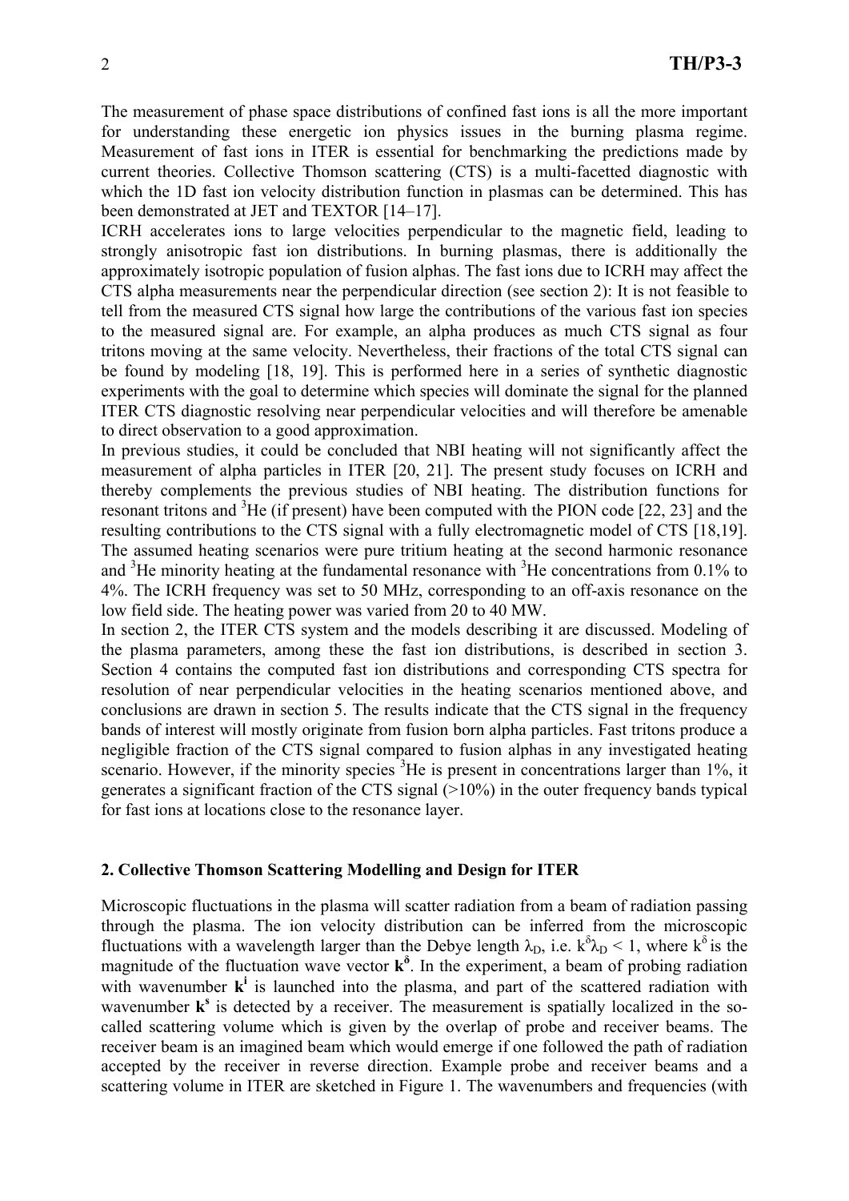The measurement of phase space distributions of confined fast ions is all the more important for understanding these energetic ion physics issues in the burning plasma regime. Measurement of fast ions in ITER is essential for benchmarking the predictions made by current theories. Collective Thomson scattering (CTS) is a multi-facetted diagnostic with which the 1D fast ion velocity distribution function in plasmas can be determined. This has been demonstrated at JET and TEXTOR [14–17].

ICRH accelerates ions to large velocities perpendicular to the magnetic field, leading to strongly anisotropic fast ion distributions. In burning plasmas, there is additionally the approximately isotropic population of fusion alphas. The fast ions due to ICRH may affect the CTS alpha measurements near the perpendicular direction (see section 2): It is not feasible to tell from the measured CTS signal how large the contributions of the various fast ion species to the measured signal are. For example, an alpha produces as much CTS signal as four tritons moving at the same velocity. Nevertheless, their fractions of the total CTS signal can be found by modeling [18, 19]. This is performed here in a series of synthetic diagnostic experiments with the goal to determine which species will dominate the signal for the planned ITER CTS diagnostic resolving near perpendicular velocities and will therefore be amenable to direct observation to a good approximation.

In previous studies, it could be concluded that NBI heating will not significantly affect the measurement of alpha particles in ITER [20, 21]. The present study focuses on ICRH and thereby complements the previous studies of NBI heating. The distribution functions for resonant tritons and $^3$He (if present) have been computed with the PION code [22, 23] and the resulting contributions to the CTS signal with a fully electromagnetic model of CTS [18,19]. The assumed heating scenarios were pure tritium heating at the second harmonic resonance and $^3$He minority heating at the fundamental resonance with $^3$He concentrations from 0.1% to 4%. The ICRH frequency was set to 50 MHz, corresponding to an off-axis resonance on the low field side. The heating power was varied from 20 to 40 MW.

In section 2, the ITER CTS system and the models describing it are discussed. Modeling of the plasma parameters, among these the fast ion distributions, is described in section 3. Section 4 contains the computed fast ion distributions and corresponding CTS spectra for resolution of near perpendicular velocities in the heating scenarios mentioned above, and conclusions are drawn in section 5. The results indicate that the CTS signal in the frequency bands of interest will mostly originate from fusion born alpha particles. Fast tritons produce a negligible fraction of the CTS signal compared to fusion alphas in any investigated heating scenario. However, if the minority species $^3$He is present in concentrations larger than 1%, it generates a significant fraction of the CTS signal (>10%) in the outer frequency bands typical for fast ions at locations close to the resonance layer.

## 2. Collective Thomson Scattering Modelling and Design for ITER

Microscopic fluctuations in the plasma will scatter radiation from a beam of radiation passing through the plasma. The ion velocity distribution can be inferred from the microscopic fluctuations with a wavelength larger than the Debye length $\lambda_D$, i.e. $k^\delta \lambda_D < 1$, where $k^\delta$ is the magnitude of the fluctuation wave vector $\mathbf{k}^\delta$. In the experiment, a beam of probing radiation with wavenumber $\mathbf{k}^i$ is launched into the plasma, and part of the scattered radiation with wavenumber $\mathbf{k}^s$ is detected by a receiver. The measurement is spatially localized in the so-called scattering volume which is given by the overlap of probe and receiver beams. The receiver beam is an imagined beam which would emerge if one followed the path of radiation accepted by the receiver in reverse direction. Example probe and receiver beams and a scattering volume in ITER are sketched in Figure 1. The wavenumbers and frequencies (with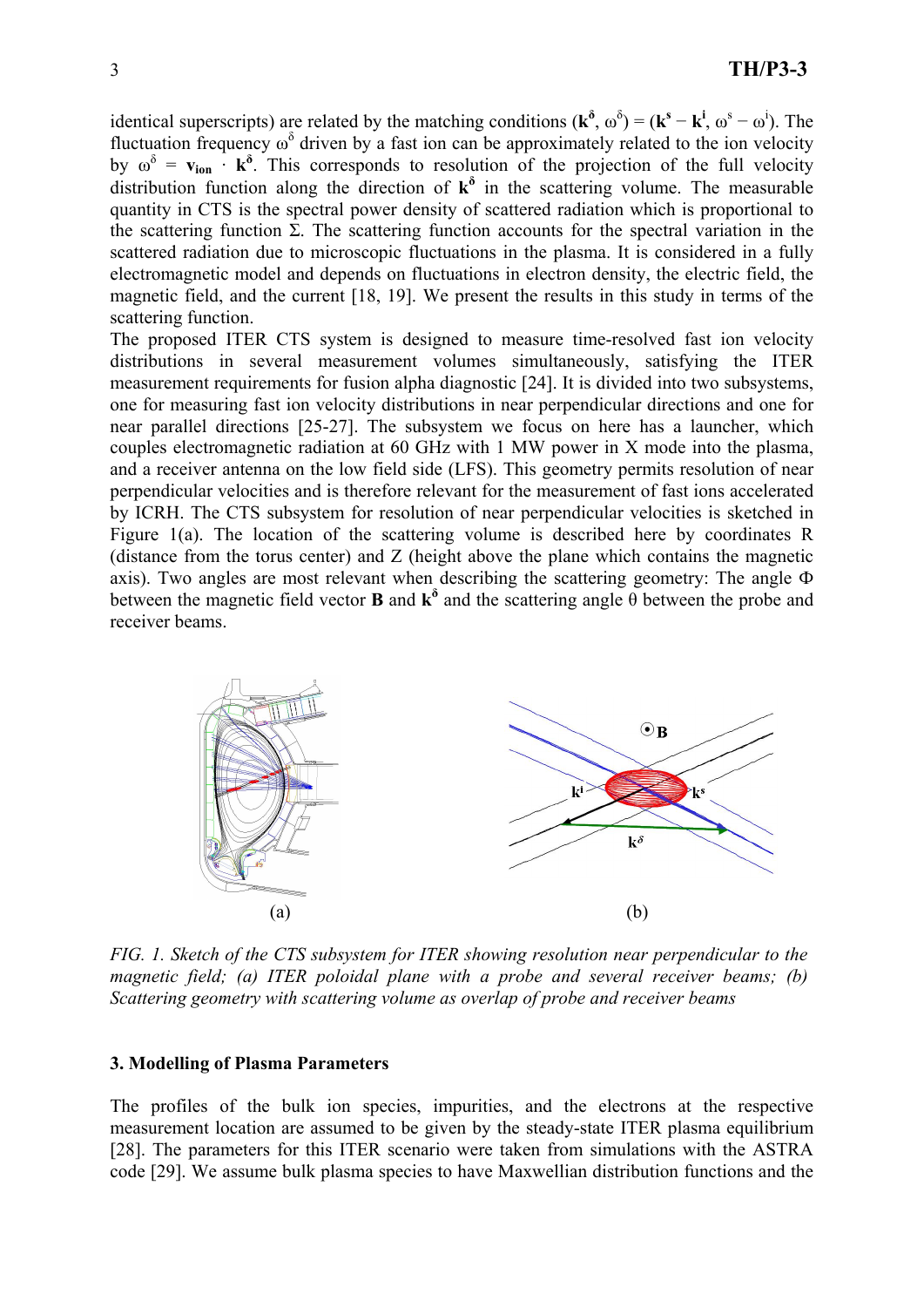identical superscripts) are related by the matching conditions ($\mathbf{k}^\delta$, $\omega^\delta$) = ($\mathbf{k}^s - \mathbf{k}^i$, $\omega^s - \omega^i$). The fluctuation frequency $\omega^\delta$ driven by a fast ion can be approximately related to the ion velocity by $\omega^\delta = \mathbf{v}_{\mathbf{ion}} \cdot \mathbf{k}^\delta$. This corresponds to resolution of the projection of the full velocity distribution function along the direction of $\mathbf{k}^\delta$ in the scattering volume. The measurable quantity in CTS is the spectral power density of scattered radiation which is proportional to the scattering function $\Sigma$. The scattering function accounts for the spectral variation in the scattered radiation due to microscopic fluctuations in the plasma. It is considered in a fully electromagnetic model and depends on fluctuations in electron density, the electric field, the magnetic field, and the current [18, 19]. We present the results in this study in terms of the scattering function.

The proposed ITER CTS system is designed to measure time-resolved fast ion velocity distributions in several measurement volumes simultaneously, satisfying the ITER measurement requirements for fusion alpha diagnostic [24]. It is divided into two subsystems, one for measuring fast ion velocity distributions in near perpendicular directions and one for near parallel directions [25-27]. The subsystem we focus on here has a launcher, which couples electromagnetic radiation at 60 GHz with 1 MW power in X mode into the plasma, and a receiver antenna on the low field side (LFS). This geometry permits resolution of near perpendicular velocities and is therefore relevant for the measurement of fast ions accelerated by ICRH. The CTS subsystem for resolution of near perpendicular velocities is sketched in Figure 1(a). The location of the scattering volume is described here by coordinates R (distance from the torus center) and Z (height above the plane which contains the magnetic axis). Two angles are most relevant when describing the scattering geometry: The angle $\Phi$ between the magnetic field vector **B** and $\mathbf{k}^\delta$ and the scattering angle $\theta$ between the probe and receiver beams.

*FIG. 1. Sketch of the CTS subsystem for ITER showing resolution near perpendicular to the magnetic field; (a) ITER poloidal plane with a probe and several receiver beams; (b) Scattering geometry with scattering volume as overlap of probe and receiver beams*

### 3. Modelling of Plasma Parameters

The profiles of the bulk ion species, impurities, and the electrons at the respective measurement location are assumed to be given by the steady-state ITER plasma equilibrium [28]. The parameters for this ITER scenario were taken from simulations with the ASTRA code [29]. We assume bulk plasma species to have Maxwellian distribution functions and the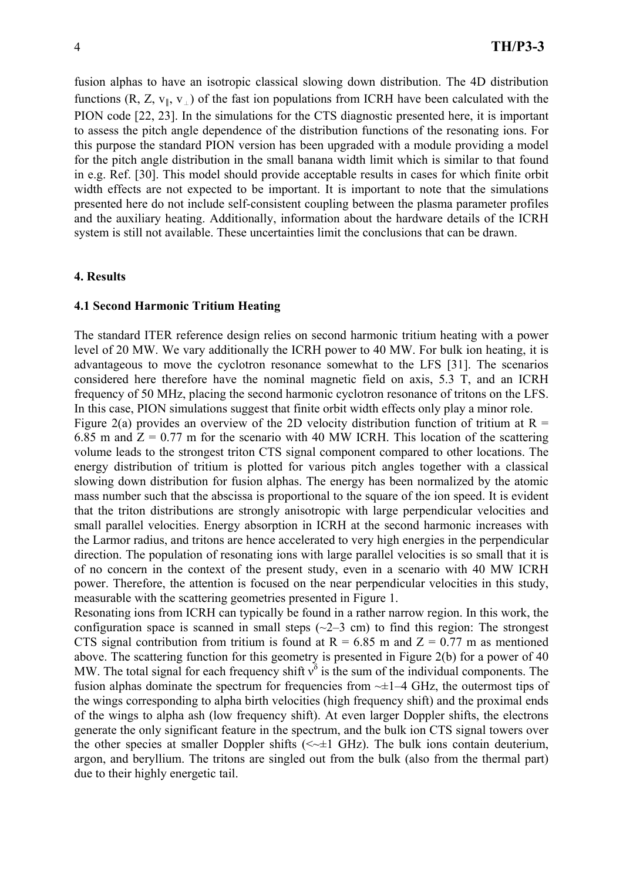fusion alphas to have an isotropic classical slowing down distribution. The 4D distribution functions (R, Z, $v_{\|}$, $v_{\perp}$) of the fast ion populations from ICRH have been calculated with the PION code [22, 23]. In the simulations for the CTS diagnostic presented here, it is important to assess the pitch angle dependence of the distribution functions of the resonating ions. For this purpose the standard PION version has been upgraded with a module providing a model for the pitch angle distribution in the small banana width limit which is similar to that found in e.g. Ref. [30]. This model should provide acceptable results in cases for which finite orbit width effects are not expected to be important. It is important to note that the simulations presented here do not include self-consistent coupling between the plasma parameter profiles and the auxiliary heating. Additionally, information about the hardware details of the ICRH system is still not available. These uncertainties limit the conclusions that can be drawn.

## 4. Results

### 4.1 Second Harmonic Tritium Heating

The standard ITER reference design relies on second harmonic tritium heating with a power level of 20 MW. We vary additionally the ICRH power to 40 MW. For bulk ion heating, it is advantageous to move the cyclotron resonance somewhat to the LFS [31]. The scenarios considered here therefore have the nominal magnetic field on axis, 5.3 T, and an ICRH frequency of 50 MHz, placing the second harmonic cyclotron resonance of tritons on the LFS. In this case, PION simulations suggest that finite orbit width effects only play a minor role.

Figure 2(a) provides an overview of the 2D velocity distribution function of tritium at R = 6.85 m and Z = 0.77 m for the scenario with 40 MW ICRH. This location of the scattering volume leads to the strongest triton CTS signal component compared to other locations. The energy distribution of tritium is plotted for various pitch angles together with a classical slowing down distribution for fusion alphas. The energy has been normalized by the atomic mass number such that the abscissa is proportional to the square of the ion speed. It is evident that the triton distributions are strongly anisotropic with large perpendicular velocities and small parallel velocities. Energy absorption in ICRH at the second harmonic increases with the Larmor radius, and tritons are hence accelerated to very high energies in the perpendicular direction. The population of resonating ions with large parallel velocities is so small that it is of no concern in the context of the present study, even in a scenario with 40 MW ICRH power. Therefore, the attention is focused on the near perpendicular velocities in this study, measurable with the scattering geometries presented in Figure 1.

Resonating ions from ICRH can typically be found in a rather narrow region. In this work, the configuration space is scanned in small steps (~2–3 cm) to find this region: The strongest CTS signal contribution from tritium is found at R = 6.85 m and Z = 0.77 m as mentioned above. The scattering function for this geometry is presented in Figure 2(b) for a power of 40 MW. The total signal for each frequency shift $\nu^{\delta}$ is the sum of the individual components. The fusion alphas dominate the spectrum for frequencies from ~±1–4 GHz, the outermost tips of the wings corresponding to alpha birth velocities (high frequency shift) and the proximal ends of the wings to alpha ash (low frequency shift). At even larger Doppler shifts, the electrons generate the only significant feature in the spectrum, and the bulk ion CTS signal towers over the other species at smaller Doppler shifts (<~±1 GHz). The bulk ions contain deuterium, argon, and beryllium. The tritons are singled out from the bulk (also from the thermal part) due to their highly energetic tail.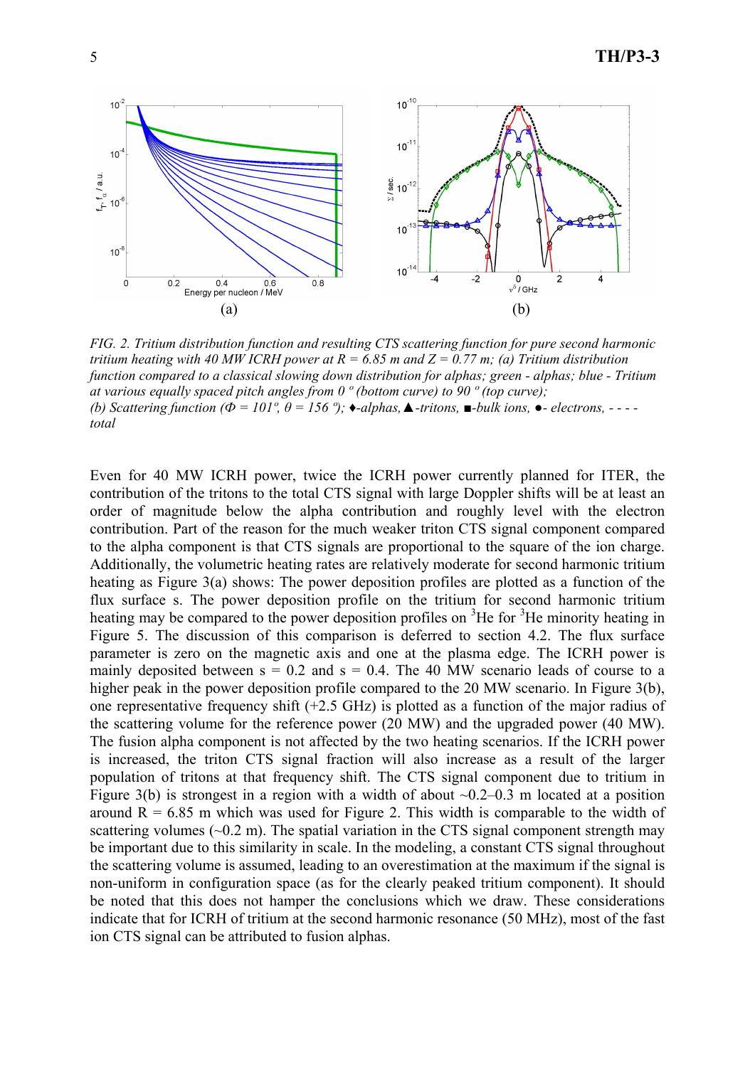*FIG. 2. Tritium distribution function and resulting CTS scattering function for pure second harmonic tritium heating with 40 MW ICRH power at R = 6.85 m and Z = 0.77 m; (a) Tritium distribution function compared to a classical slowing down distribution for alphas; green - alphas; blue - Tritium at various equally spaced pitch angles from 0 º (bottom curve) to 90 º (top curve);*
*(b) Scattering function (Φ = 101º, θ = 156 º); ♦-alphas, ▲-tritons, ■-bulk ions, ●- electrons, - - - - total*

Even for 40 MW ICRH power, twice the ICRH power currently planned for ITER, the contribution of the tritons to the total CTS signal with large Doppler shifts will be at least an order of magnitude below the alpha contribution and roughly level with the electron contribution. Part of the reason for the much weaker triton CTS signal component compared to the alpha component is that CTS signals are proportional to the square of the ion charge. Additionally, the volumetric heating rates are relatively moderate for second harmonic tritium heating as Figure 3(a) shows: The power deposition profiles are plotted as a function of the flux surface s. The power deposition profile on the tritium for second harmonic tritium heating may be compared to the power deposition profiles on $^3$He for $^3$He minority heating in Figure 5. The discussion of this comparison is deferred to section 4.2. The flux surface parameter is zero on the magnetic axis and one at the plasma edge. The ICRH power is mainly deposited between s = 0.2 and s = 0.4. The 40 MW scenario leads of course to a higher peak in the power deposition profile compared to the 20 MW scenario. In Figure 3(b), one representative frequency shift (+2.5 GHz) is plotted as a function of the major radius of the scattering volume for the reference power (20 MW) and the upgraded power (40 MW). The fusion alpha component is not affected by the two heating scenarios. If the ICRH power is increased, the triton CTS signal fraction will also increase as a result of the larger population of tritons at that frequency shift. The CTS signal component due to tritium in Figure 3(b) is strongest in a region with a width of about ~0.2–0.3 m located at a position around R = 6.85 m which was used for Figure 2. This width is comparable to the width of scattering volumes (~0.2 m). The spatial variation in the CTS signal component strength may be important due to this similarity in scale. In the modeling, a constant CTS signal throughout the scattering volume is assumed, leading to an overestimation at the maximum if the signal is non-uniform in configuration space (as for the clearly peaked tritium component). It should be noted that this does not hamper the conclusions which we draw. These considerations indicate that for ICRH of tritium at the second harmonic resonance (50 MHz), most of the fast ion CTS signal can be attributed to fusion alphas.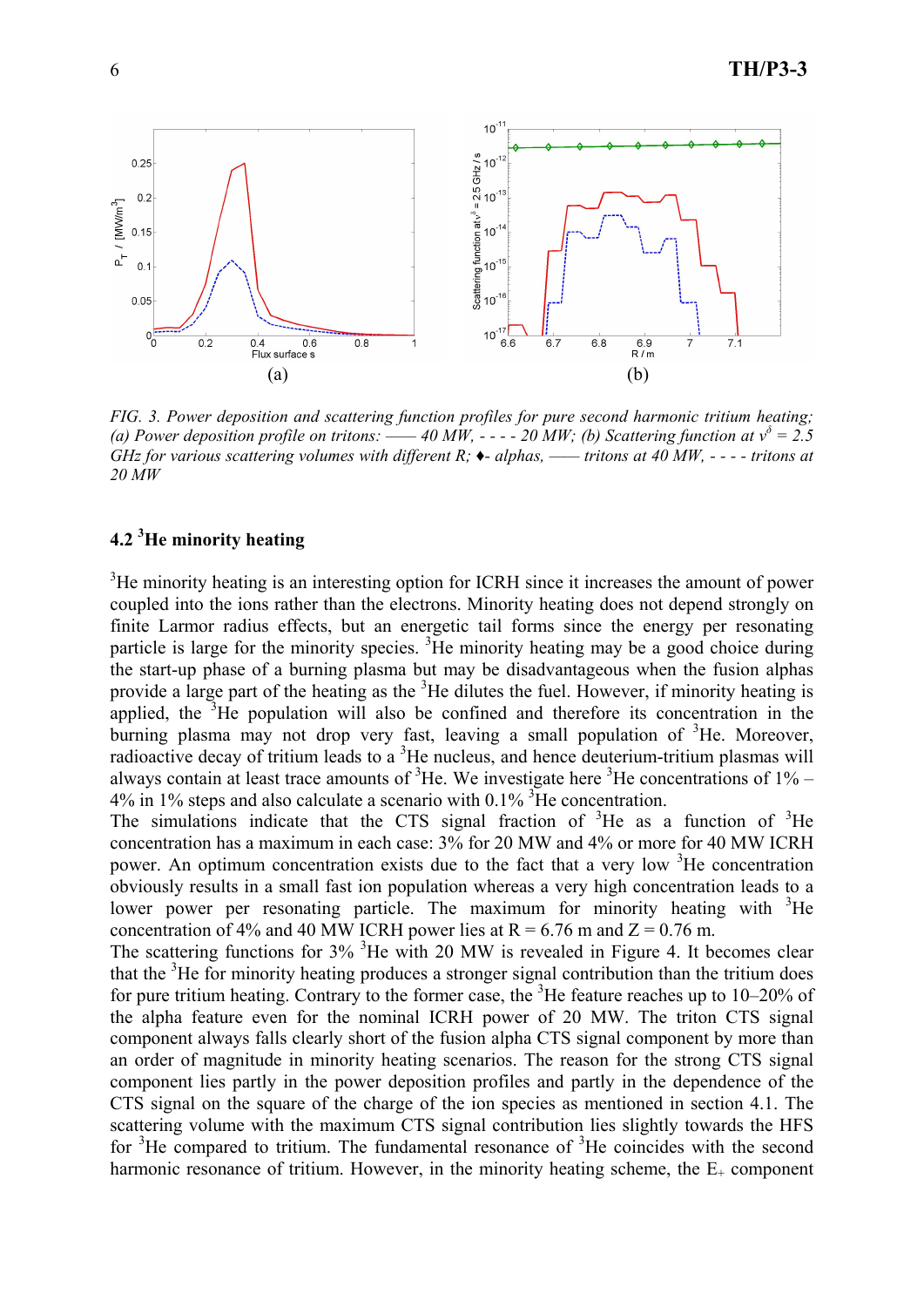*FIG. 3. Power deposition and scattering function profiles for pure second harmonic tritium heating; (a) Power deposition profile on tritons: —— 40 MW, - - - - 20 MW; (b) Scattering function at $\nu^\delta = 2.5$ GHz for various scattering volumes with different R; ♦- alphas, —— tritons at 40 MW, - - - - tritons at 20 MW*

### 4.2 $^3$He minority heating

$^3$He minority heating is an interesting option for ICRH since it increases the amount of power coupled into the ions rather than the electrons. Minority heating does not depend strongly on finite Larmor radius effects, but an energetic tail forms since the energy per resonating particle is large for the minority species. $^3$He minority heating may be a good choice during the start-up phase of a burning plasma but may be disadvantageous when the fusion alphas provide a large part of the heating as the $^3$He dilutes the fuel. However, if minority heating is applied, the $^3$He population will also be confined and therefore its concentration in the burning plasma may not drop very fast, leaving a small population of $^3$He. Moreover, radioactive decay of tritium leads to a $^3$He nucleus, and hence deuterium-tritium plasmas will always contain at least trace amounts of $^3$He. We investigate here $^3$He concentrations of 1% – 4% in 1% steps and also calculate a scenario with 0.1% $^3$He concentration.

The simulations indicate that the CTS signal fraction of $^3$He as a function of $^3$He concentration has a maximum in each case: 3% for 20 MW and 4% or more for 40 MW ICRH power. An optimum concentration exists due to the fact that a very low $^3$He concentration obviously results in a small fast ion population whereas a very high concentration leads to a lower power per resonating particle. The maximum for minority heating with $^3$He concentration of 4% and 40 MW ICRH power lies at R = 6.76 m and Z = 0.76 m.

The scattering functions for 3% $^3$He with 20 MW is revealed in Figure 4. It becomes clear that the $^3$He for minority heating produces a stronger signal contribution than the tritium does for pure tritium heating. Contrary to the former case, the $^3$He feature reaches up to 10–20% of the alpha feature even for the nominal ICRH power of 20 MW. The triton CTS signal component always falls clearly short of the fusion alpha CTS signal component by more than an order of magnitude in minority heating scenarios. The reason for the strong CTS signal component lies partly in the power deposition profiles and partly in the dependence of the CTS signal on the square of the charge of the ion species as mentioned in section 4.1. The scattering volume with the maximum CTS signal contribution lies slightly towards the HFS for $^3$He compared to tritium. The fundamental resonance of $^3$He coincides with the second harmonic resonance of tritium. However, in the minority heating scheme, the $E_+$ component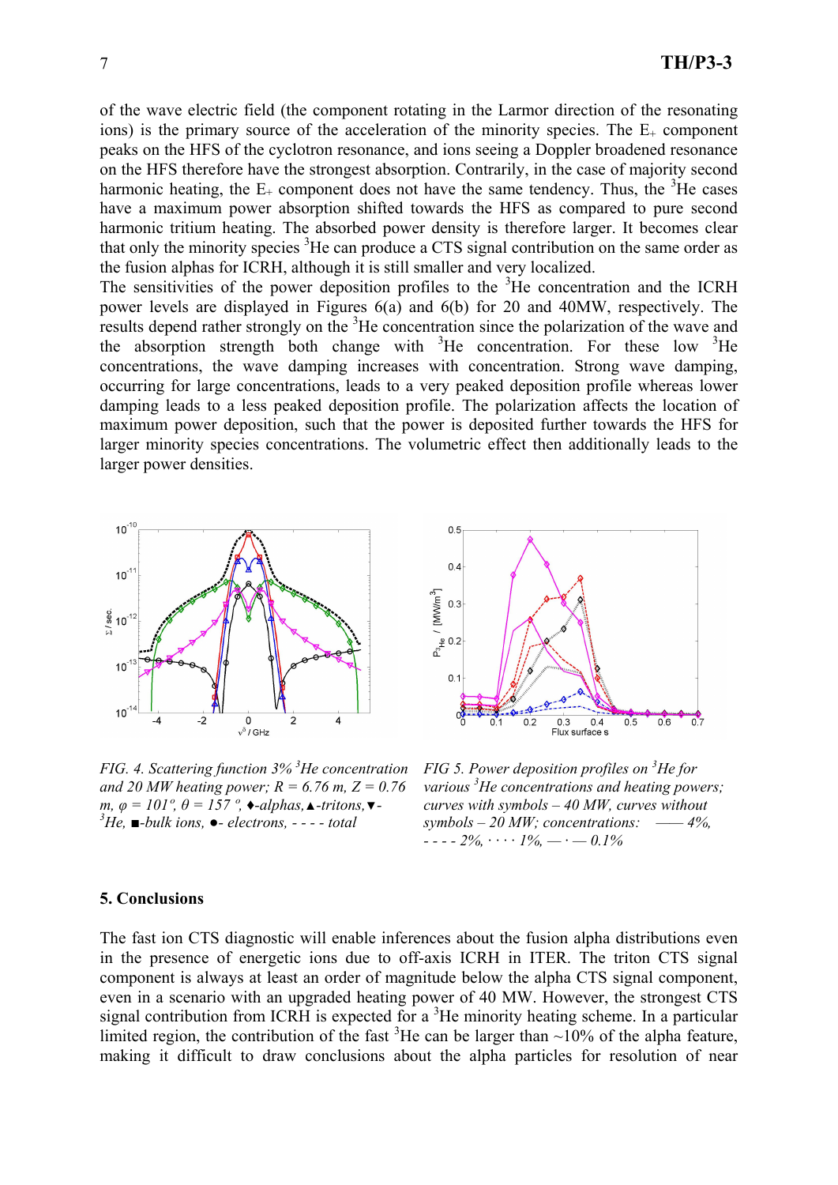of the wave electric field (the component rotating in the Larmor direction of the resonating ions) is the primary source of the acceleration of the minority species. The $E_+$ component peaks on the HFS of the cyclotron resonance, and ions seeing a Doppler broadened resonance on the HFS therefore have the strongest absorption. Contrarily, in the case of majority second harmonic heating, the $E_+$ component does not have the same tendency. Thus, the $^3$He cases have a maximum power absorption shifted towards the HFS as compared to pure second harmonic tritium heating. The absorbed power density is therefore larger. It becomes clear that only the minority species $^3$He can produce a CTS signal contribution on the same order as the fusion alphas for ICRH, although it is still smaller and very localized.

The sensitivities of the power deposition profiles to the $^3$He concentration and the ICRH power levels are displayed in Figures 6(a) and 6(b) for 20 and 40MW, respectively. The results depend rather strongly on the $^3$He concentration since the polarization of the wave and the absorption strength both change with $^3$He concentration. For these low $^3$He concentrations, the wave damping increases with concentration. Strong wave damping, occurring for large concentrations, leads to a very peaked deposition profile whereas lower damping leads to a less peaked deposition profile. The polarization affects the location of maximum power deposition, such that the power is deposited further towards the HFS for larger minority species concentrations. The volumetric effect then additionally leads to the larger power densities.

*FIG. 4. Scattering function 3% $^3$He concentration and 20 MW heating power; R = 6.76 m, Z = 0.76 m, φ = 101º, θ = 157 º, ♦-alphas,▲-tritons,▼-$^3$He, ■-bulk ions, ●- electrons, - - - - total*

*FIG 5. Power deposition profiles on $^3$He for various $^3$He concentrations and heating powers; curves with symbols – 40 MW, curves without symbols – 20 MW; concentrations: —— 4%, - - - - 2%, · · · · 1%, — · — 0.1%*

## 5. Conclusions

The fast ion CTS diagnostic will enable inferences about the fusion alpha distributions even in the presence of energetic ions due to off-axis ICRH in ITER. The triton CTS signal component is always at least an order of magnitude below the alpha CTS signal component, even in a scenario with an upgraded heating power of 40 MW. However, the strongest CTS signal contribution from ICRH is expected for a $^3$He minority heating scheme. In a particular limited region, the contribution of the fast $^3$He can be larger than ~10% of the alpha feature, making it difficult to draw conclusions about the alpha particles for resolution of near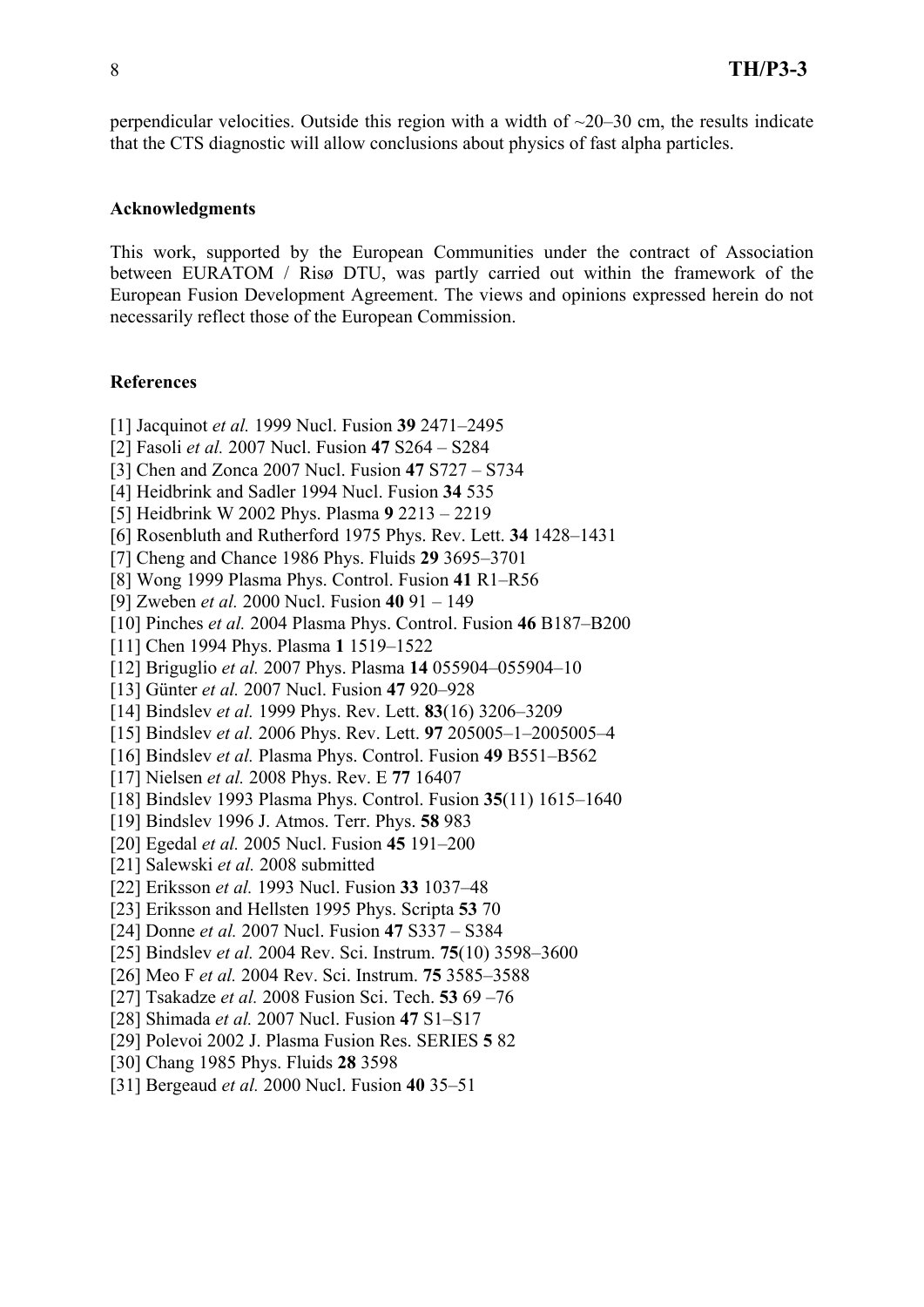perpendicular velocities. Outside this region with a width of ~20–30 cm, the results indicate that the CTS diagnostic will allow conclusions about physics of fast alpha particles.

### Acknowledgments

This work, supported by the European Communities under the contract of Association between EURATOM / Risø DTU, was partly carried out within the framework of the European Fusion Development Agreement. The views and opinions expressed herein do not necessarily reflect those of the European Commission.

### References

[1] Jacquinot *et al.* 1999 Nucl. Fusion **39** 2471–2495
[2] Fasoli *et al.* 2007 Nucl. Fusion **47** S264 – S284
[3] Chen and Zonca 2007 Nucl. Fusion **47** S727 – S734
[4] Heidbrink and Sadler 1994 Nucl. Fusion **34** 535
[5] Heidbrink W 2002 Phys. Plasma **9** 2213 – 2219
[6] Rosenbluth and Rutherford 1975 Phys. Rev. Lett. **34** 1428–1431
[7] Cheng and Chance 1986 Phys. Fluids **29** 3695–3701
[8] Wong 1999 Plasma Phys. Control. Fusion **41** R1–R56
[9] Zweben *et al.* 2000 Nucl. Fusion **40** 91 – 149
[10] Pinches *et al.* 2004 Plasma Phys. Control. Fusion **46** B187–B200
[11] Chen 1994 Phys. Plasma **1** 1519–1522
[12] Briguglio *et al.* 2007 Phys. Plasma **14** 055904–055904–10
[13] Günter *et al.* 2007 Nucl. Fusion **47** 920–928
[14] Bindslev *et al.* 1999 Phys. Rev. Lett. **83**(16) 3206–3209
[15] Bindslev *et al.* 2006 Phys. Rev. Lett. **97** 205005–1–2005005–4
[16] Bindslev *et al.* Plasma Phys. Control. Fusion **49** B551–B562
[17] Nielsen *et al.* 2008 Phys. Rev. E **77** 16407
[18] Bindslev 1993 Plasma Phys. Control. Fusion **35**(11) 1615–1640
[19] Bindslev 1996 J. Atmos. Terr. Phys. **58** 983
[20] Egedal *et al.* 2005 Nucl. Fusion **45** 191–200
[21] Salewski *et al.* 2008 submitted
[22] Eriksson *et al.* 1993 Nucl. Fusion **33** 1037–48
[23] Eriksson and Hellsten 1995 Phys. Scripta **53** 70
[24] Donne *et al.* 2007 Nucl. Fusion **47** S337 – S384
[25] Bindslev *et al.* 2004 Rev. Sci. Instrum. **75**(10) 3598–3600
[26] Meo F *et al.* 2004 Rev. Sci. Instrum. **75** 3585–3588
[27] Tsakadze *et al.* 2008 Fusion Sci. Tech. **53** 69 –76
[28] Shimada *et al.* 2007 Nucl. Fusion **47** S1–S17
[29] Polevoi 2002 J. Plasma Fusion Res. SERIES **5** 82
[30] Chang 1985 Phys. Fluids **28** 3598
[31] Bergeaud *et al.* 2000 Nucl. Fusion **40** 35–51